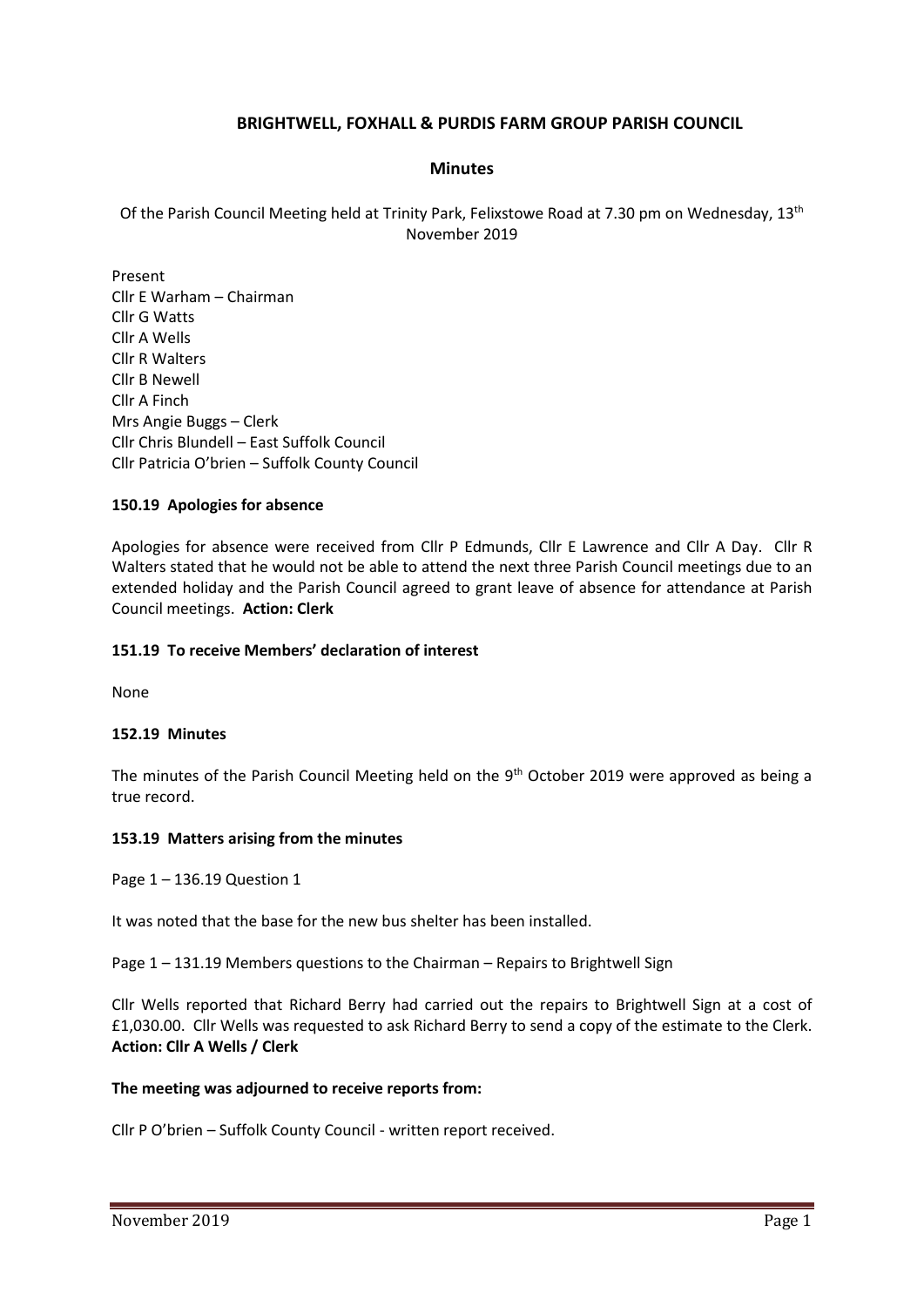# BRIGHTWELL, FOXHALL & PURDIS FARM GROUP PARISH COUNCIL

## Minutes

Of the Parish Council Meeting held at Trinity Park, Felixstowe Road at 7.30 pm on Wednesday, 13th November 2019

Present
Cllr E Warham – Chairman
Cllr G Watts
Cllr A Wells
Cllr R Walters
Cllr B Newell
Cllr A Finch
Mrs Angie Buggs – Clerk
Cllr Chris Blundell – East Suffolk Council
Cllr Patricia O'brien – Suffolk County Council

### 150.19 Apologies for absence

Apologies for absence were received from Cllr P Edmunds, Cllr E Lawrence and Cllr A Day. Cllr R Walters stated that he would not be able to attend the next three Parish Council meetings due to an extended holiday and the Parish Council agreed to grant leave of absence for attendance at Parish Council meetings. **Action: Clerk**

### 151.19 To receive Members' declaration of interest

None

### 152.19 Minutes

The minutes of the Parish Council Meeting held on the 9th October 2019 were approved as being a true record.

### 153.19 Matters arising from the minutes

Page 1 – 136.19 Question 1

It was noted that the base for the new bus shelter has been installed.

Page 1 – 131.19 Members questions to the Chairman – Repairs to Brightwell Sign

Cllr Wells reported that Richard Berry had carried out the repairs to Brightwell Sign at a cost of £1,030.00. Cllr Wells was requested to ask Richard Berry to send a copy of the estimate to the Clerk. **Action: Cllr A Wells / Clerk**

**The meeting was adjourned to receive reports from:**

Cllr P O'brien – Suffolk County Council - written report received.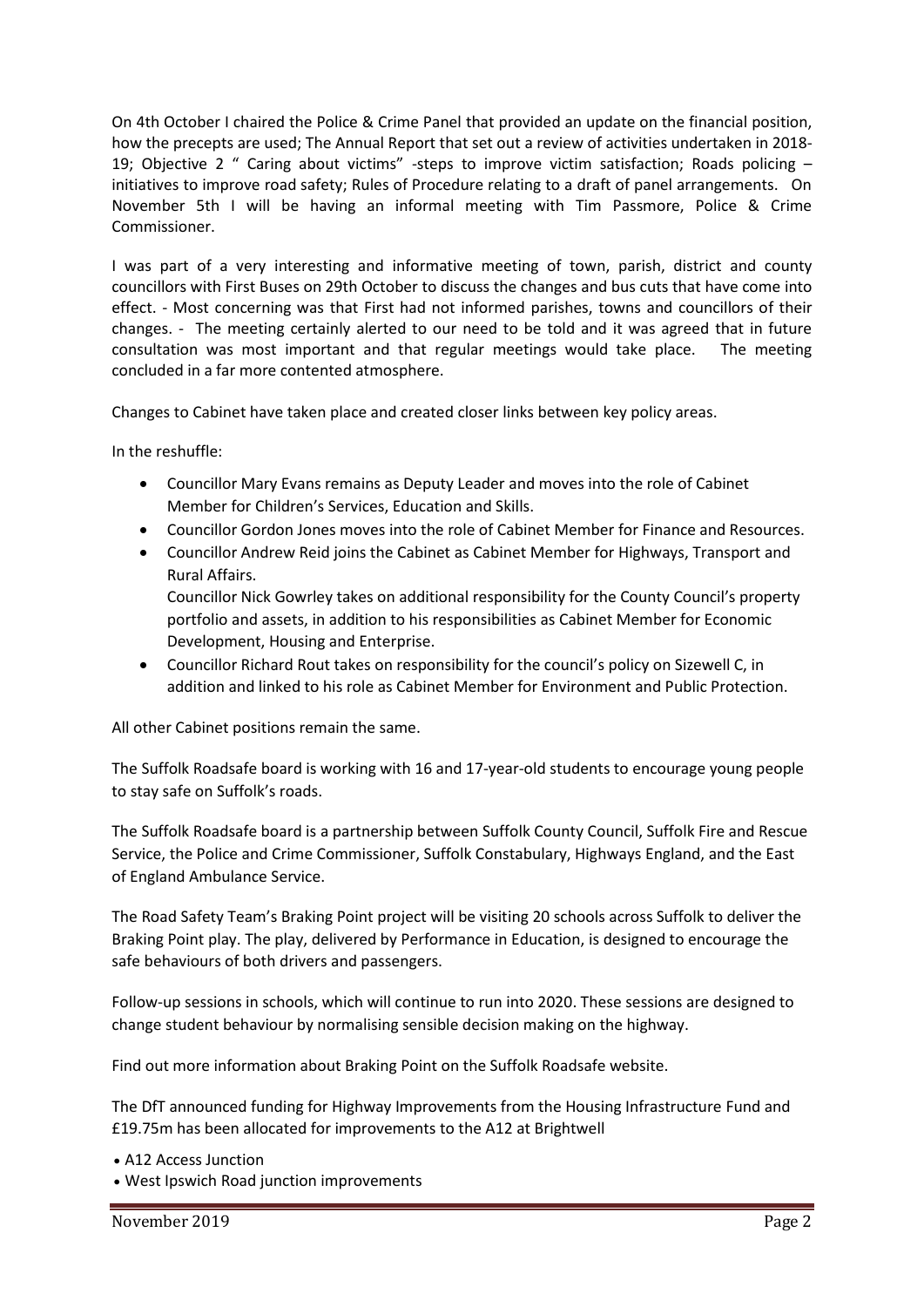On 4th October I chaired the Police & Crime Panel that provided an update on the financial position, how the precepts are used; The Annual Report that set out a review of activities undertaken in 2018-19; Objective 2 " Caring about victims" -steps to improve victim satisfaction; Roads policing – initiatives to improve road safety; Rules of Procedure relating to a draft of panel arrangements. On November 5th I will be having an informal meeting with Tim Passmore, Police & Crime Commissioner.

I was part of a very interesting and informative meeting of town, parish, district and county councillors with First Buses on 29th October to discuss the changes and bus cuts that have come into effect. - Most concerning was that First had not informed parishes, towns and councillors of their changes. - The meeting certainly alerted to our need to be told and it was agreed that in future consultation was most important and that regular meetings would take place. The meeting concluded in a far more contented atmosphere.

Changes to Cabinet have taken place and created closer links between key policy areas.

In the reshuffle:

- Councillor Mary Evans remains as Deputy Leader and moves into the role of Cabinet Member for Children's Services, Education and Skills.
- Councillor Gordon Jones moves into the role of Cabinet Member for Finance and Resources.
- Councillor Andrew Reid joins the Cabinet as Cabinet Member for Highways, Transport and Rural Affairs.
  Councillor Nick Gowrley takes on additional responsibility for the County Council's property portfolio and assets, in addition to his responsibilities as Cabinet Member for Economic Development, Housing and Enterprise.
- Councillor Richard Rout takes on responsibility for the council's policy on Sizewell C, in addition and linked to his role as Cabinet Member for Environment and Public Protection.

All other Cabinet positions remain the same.

The Suffolk Roadsafe board is working with 16 and 17-year-old students to encourage young people to stay safe on Suffolk's roads.

The Suffolk Roadsafe board is a partnership between Suffolk County Council, Suffolk Fire and Rescue Service, the Police and Crime Commissioner, Suffolk Constabulary, Highways England, and the East of England Ambulance Service.

The Road Safety Team's Braking Point project will be visiting 20 schools across Suffolk to deliver the Braking Point play. The play, delivered by Performance in Education, is designed to encourage the safe behaviours of both drivers and passengers.

Follow-up sessions in schools, which will continue to run into 2020. These sessions are designed to change student behaviour by normalising sensible decision making on the highway.

Find out more information about Braking Point on the Suffolk Roadsafe website.

The DfT announced funding for Highway Improvements from the Housing Infrastructure Fund and £19.75m has been allocated for improvements to the A12 at Brightwell

- A12 Access Junction
- West Ipswich Road junction improvements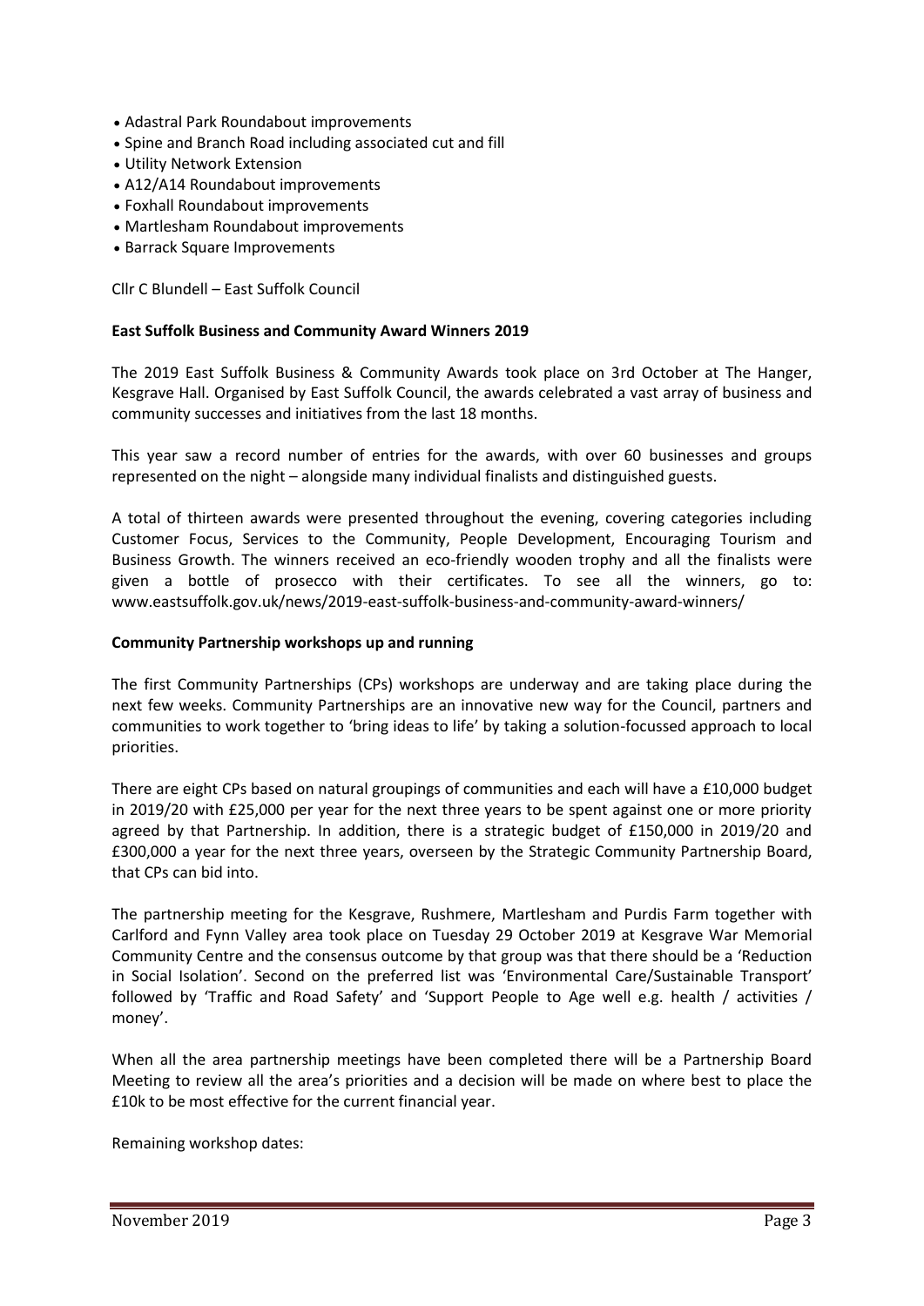- Adastral Park Roundabout improvements
- Spine and Branch Road including associated cut and fill
- Utility Network Extension
- A12/A14 Roundabout improvements
- Foxhall Roundabout improvements
- Martlesham Roundabout improvements
- Barrack Square Improvements

Cllr C Blundell – East Suffolk Council

**East Suffolk Business and Community Award Winners 2019**

The 2019 East Suffolk Business & Community Awards took place on 3rd October at The Hanger, Kesgrave Hall. Organised by East Suffolk Council, the awards celebrated a vast array of business and community successes and initiatives from the last 18 months.

This year saw a record number of entries for the awards, with over 60 businesses and groups represented on the night – alongside many individual finalists and distinguished guests.

A total of thirteen awards were presented throughout the evening, covering categories including Customer Focus, Services to the Community, People Development, Encouraging Tourism and Business Growth. The winners received an eco-friendly wooden trophy and all the finalists were given a bottle of prosecco with their certificates. To see all the winners, go to: www.eastsuffolk.gov.uk/news/2019-east-suffolk-business-and-community-award-winners/

**Community Partnership workshops up and running**

The first Community Partnerships (CPs) workshops are underway and are taking place during the next few weeks. Community Partnerships are an innovative new way for the Council, partners and communities to work together to 'bring ideas to life' by taking a solution-focussed approach to local priorities.

There are eight CPs based on natural groupings of communities and each will have a £10,000 budget in 2019/20 with £25,000 per year for the next three years to be spent against one or more priority agreed by that Partnership. In addition, there is a strategic budget of £150,000 in 2019/20 and £300,000 a year for the next three years, overseen by the Strategic Community Partnership Board, that CPs can bid into.

The partnership meeting for the Kesgrave, Rushmere, Martlesham and Purdis Farm together with Carlford and Fynn Valley area took place on Tuesday 29 October 2019 at Kesgrave War Memorial Community Centre and the consensus outcome by that group was that there should be a 'Reduction in Social Isolation'. Second on the preferred list was 'Environmental Care/Sustainable Transport' followed by 'Traffic and Road Safety' and 'Support People to Age well e.g. health / activities / money'.

When all the area partnership meetings have been completed there will be a Partnership Board Meeting to review all the area's priorities and a decision will be made on where best to place the £10k to be most effective for the current financial year.

Remaining workshop dates: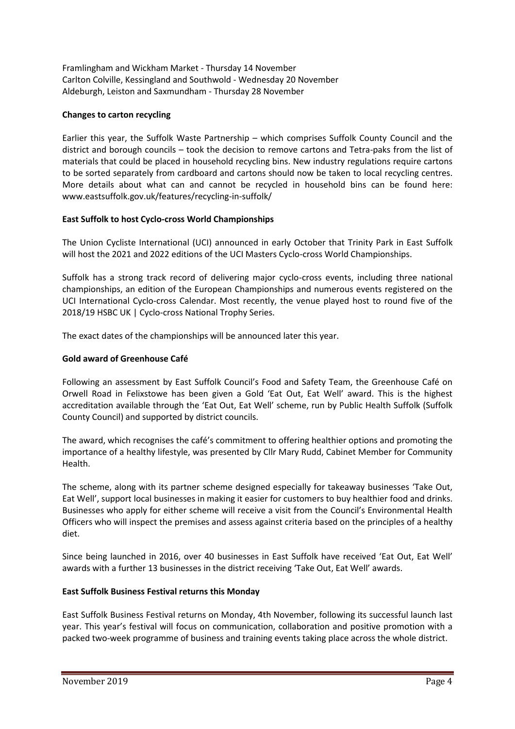Framlingham and Wickham Market - Thursday 14 November
Carlton Colville, Kessingland and Southwold - Wednesday 20 November
Aldeburgh, Leiston and Saxmundham - Thursday 28 November

**Changes to carton recycling**

Earlier this year, the Suffolk Waste Partnership – which comprises Suffolk County Council and the district and borough councils – took the decision to remove cartons and Tetra-paks from the list of materials that could be placed in household recycling bins. New industry regulations require cartons to be sorted separately from cardboard and cartons should now be taken to local recycling centres. More details about what can and cannot be recycled in household bins can be found here: www.eastsuffolk.gov.uk/features/recycling-in-suffolk/

**East Suffolk to host Cyclo-cross World Championships**

The Union Cycliste International (UCI) announced in early October that Trinity Park in East Suffolk will host the 2021 and 2022 editions of the UCI Masters Cyclo-cross World Championships.

Suffolk has a strong track record of delivering major cyclo-cross events, including three national championships, an edition of the European Championships and numerous events registered on the UCI International Cyclo-cross Calendar. Most recently, the venue played host to round five of the 2018/19 HSBC UK | Cyclo-cross National Trophy Series.

The exact dates of the championships will be announced later this year.

**Gold award of Greenhouse Café**

Following an assessment by East Suffolk Council's Food and Safety Team, the Greenhouse Café on Orwell Road in Felixstowe has been given a Gold 'Eat Out, Eat Well' award. This is the highest accreditation available through the 'Eat Out, Eat Well' scheme, run by Public Health Suffolk (Suffolk County Council) and supported by district councils.

The award, which recognises the café's commitment to offering healthier options and promoting the importance of a healthy lifestyle, was presented by Cllr Mary Rudd, Cabinet Member for Community Health.

The scheme, along with its partner scheme designed especially for takeaway businesses 'Take Out, Eat Well', support local businesses in making it easier for customers to buy healthier food and drinks. Businesses who apply for either scheme will receive a visit from the Council's Environmental Health Officers who will inspect the premises and assess against criteria based on the principles of a healthy diet.

Since being launched in 2016, over 40 businesses in East Suffolk have received 'Eat Out, Eat Well' awards with a further 13 businesses in the district receiving 'Take Out, Eat Well' awards.

**East Suffolk Business Festival returns this Monday**

East Suffolk Business Festival returns on Monday, 4th November, following its successful launch last year. This year's festival will focus on communication, collaboration and positive promotion with a packed two-week programme of business and training events taking place across the whole district.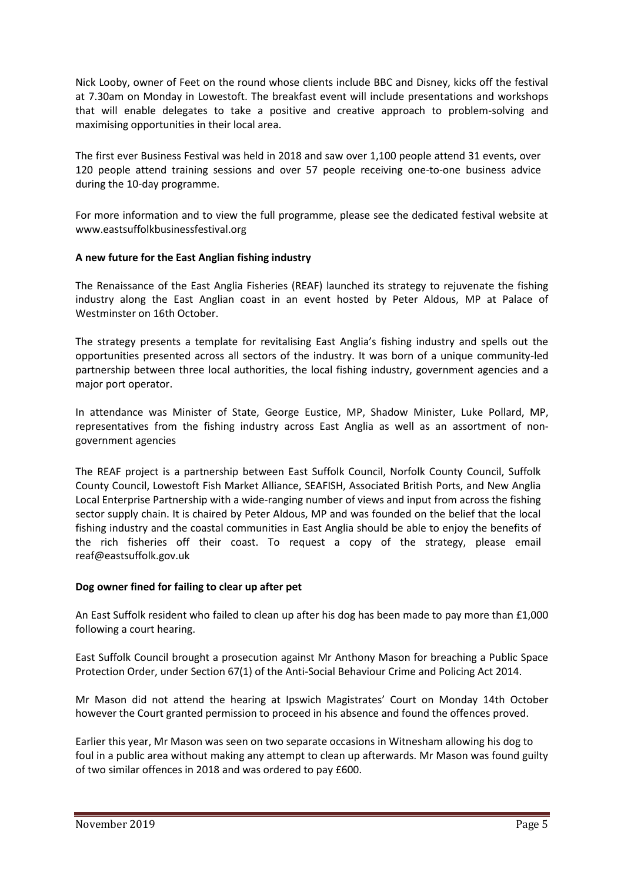Nick Looby, owner of Feet on the round whose clients include BBC and Disney, kicks off the festival at 7.30am on Monday in Lowestoft. The breakfast event will include presentations and workshops that will enable delegates to take a positive and creative approach to problem-solving and maximising opportunities in their local area.

The first ever Business Festival was held in 2018 and saw over 1,100 people attend 31 events, over 120 people attend training sessions and over 57 people receiving one-to-one business advice during the 10-day programme.

For more information and to view the full programme, please see the dedicated festival website at www.eastsuffolkbusinessfestival.org

**A new future for the East Anglian fishing industry**

The Renaissance of the East Anglia Fisheries (REAF) launched its strategy to rejuvenate the fishing industry along the East Anglian coast in an event hosted by Peter Aldous, MP at Palace of Westminster on 16th October.

The strategy presents a template for revitalising East Anglia's fishing industry and spells out the opportunities presented across all sectors of the industry. It was born of a unique community-led partnership between three local authorities, the local fishing industry, government agencies and a major port operator.

In attendance was Minister of State, George Eustice, MP, Shadow Minister, Luke Pollard, MP, representatives from the fishing industry across East Anglia as well as an assortment of non-government agencies

The REAF project is a partnership between East Suffolk Council, Norfolk County Council, Suffolk County Council, Lowestoft Fish Market Alliance, SEAFISH, Associated British Ports, and New Anglia Local Enterprise Partnership with a wide-ranging number of views and input from across the fishing sector supply chain. It is chaired by Peter Aldous, MP and was founded on the belief that the local fishing industry and the coastal communities in East Anglia should be able to enjoy the benefits of the rich fisheries off their coast. To request a copy of the strategy, please email reaf@eastsuffolk.gov.uk

**Dog owner fined for failing to clear up after pet**

An East Suffolk resident who failed to clean up after his dog has been made to pay more than £1,000 following a court hearing.

East Suffolk Council brought a prosecution against Mr Anthony Mason for breaching a Public Space Protection Order, under Section 67(1) of the Anti-Social Behaviour Crime and Policing Act 2014.

Mr Mason did not attend the hearing at Ipswich Magistrates' Court on Monday 14th October however the Court granted permission to proceed in his absence and found the offences proved.

Earlier this year, Mr Mason was seen on two separate occasions in Witnesham allowing his dog to foul in a public area without making any attempt to clean up afterwards. Mr Mason was found guilty of two similar offences in 2018 and was ordered to pay £600.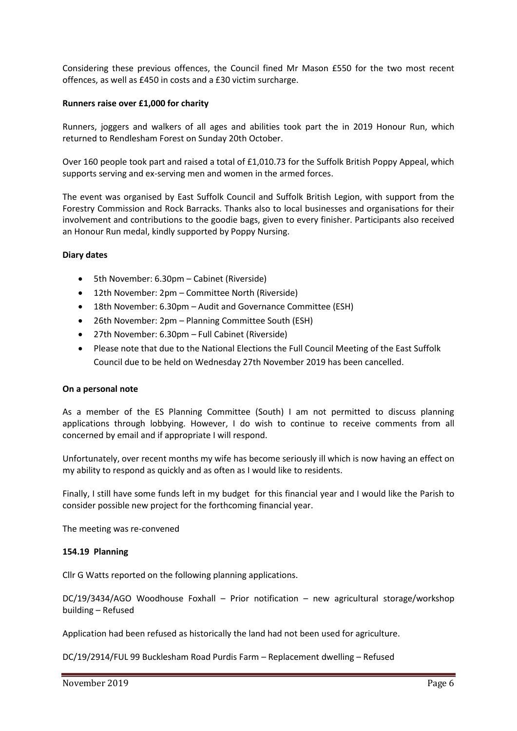Considering these previous offences, the Council fined Mr Mason £550 for the two most recent offences, as well as £450 in costs and a £30 victim surcharge.

**Runners raise over £1,000 for charity**

Runners, joggers and walkers of all ages and abilities took part the in 2019 Honour Run, which returned to Rendlesham Forest on Sunday 20th October.

Over 160 people took part and raised a total of £1,010.73 for the Suffolk British Poppy Appeal, which supports serving and ex-serving men and women in the armed forces.

The event was organised by East Suffolk Council and Suffolk British Legion, with support from the Forestry Commission and Rock Barracks. Thanks also to local businesses and organisations for their involvement and contributions to the goodie bags, given to every finisher. Participants also received an Honour Run medal, kindly supported by Poppy Nursing.

**Diary dates**

- 5th November: 6.30pm – Cabinet (Riverside)
- 12th November: 2pm – Committee North (Riverside)
- 18th November: 6.30pm – Audit and Governance Committee (ESH)
- 26th November: 2pm – Planning Committee South (ESH)
- 27th November: 6.30pm – Full Cabinet (Riverside)
- Please note that due to the National Elections the Full Council Meeting of the East Suffolk Council due to be held on Wednesday 27th November 2019 has been cancelled.

**On a personal note**

As a member of the ES Planning Committee (South) I am not permitted to discuss planning applications through lobbying. However, I do wish to continue to receive comments from all concerned by email and if appropriate I will respond.

Unfortunately, over recent months my wife has become seriously ill which is now having an effect on my ability to respond as quickly and as often as I would like to residents.

Finally, I still have some funds left in my budget for this financial year and I would like the Parish to consider possible new project for the forthcoming financial year.

The meeting was re-convened

**154.19 Planning**

Cllr G Watts reported on the following planning applications.

DC/19/3434/AGO Woodhouse Foxhall – Prior notification – new agricultural storage/workshop building – Refused

Application had been refused as historically the land had not been used for agriculture.

DC/19/2914/FUL 99 Bucklesham Road Purdis Farm – Replacement dwelling – Refused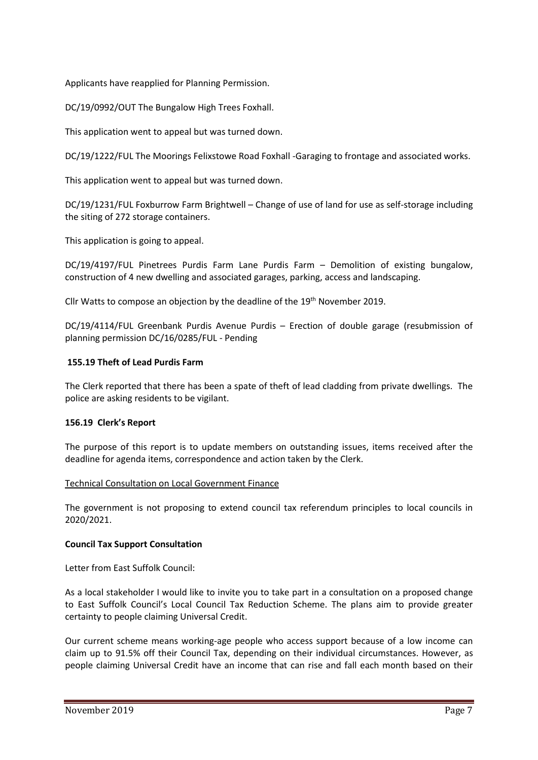Applicants have reapplied for Planning Permission.

DC/19/0992/OUT The Bungalow High Trees Foxhall.

This application went to appeal but was turned down.

DC/19/1222/FUL The Moorings Felixstowe Road Foxhall -Garaging to frontage and associated works.

This application went to appeal but was turned down.

DC/19/1231/FUL Foxburrow Farm Brightwell – Change of use of land for use as self-storage including the siting of 272 storage containers.

This application is going to appeal.

DC/19/4197/FUL Pinetrees Purdis Farm Lane Purdis Farm – Demolition of existing bungalow, construction of 4 new dwelling and associated garages, parking, access and landscaping.

Cllr Watts to compose an objection by the deadline of the 19th November 2019.

DC/19/4114/FUL Greenbank Purdis Avenue Purdis – Erection of double garage (resubmission of planning permission DC/16/0285/FUL - Pending

**155.19 Theft of Lead Purdis Farm**

The Clerk reported that there has been a spate of theft of lead cladding from private dwellings. The police are asking residents to be vigilant.

**156.19 Clerk's Report**

The purpose of this report is to update members on outstanding issues, items received after the deadline for agenda items, correspondence and action taken by the Clerk.

Technical Consultation on Local Government Finance

The government is not proposing to extend council tax referendum principles to local councils in 2020/2021.

**Council Tax Support Consultation**

Letter from East Suffolk Council:

As a local stakeholder I would like to invite you to take part in a consultation on a proposed change to East Suffolk Council's Local Council Tax Reduction Scheme. The plans aim to provide greater certainty to people claiming Universal Credit.

Our current scheme means working-age people who access support because of a low income can claim up to 91.5% off their Council Tax, depending on their individual circumstances. However, as people claiming Universal Credit have an income that can rise and fall each month based on their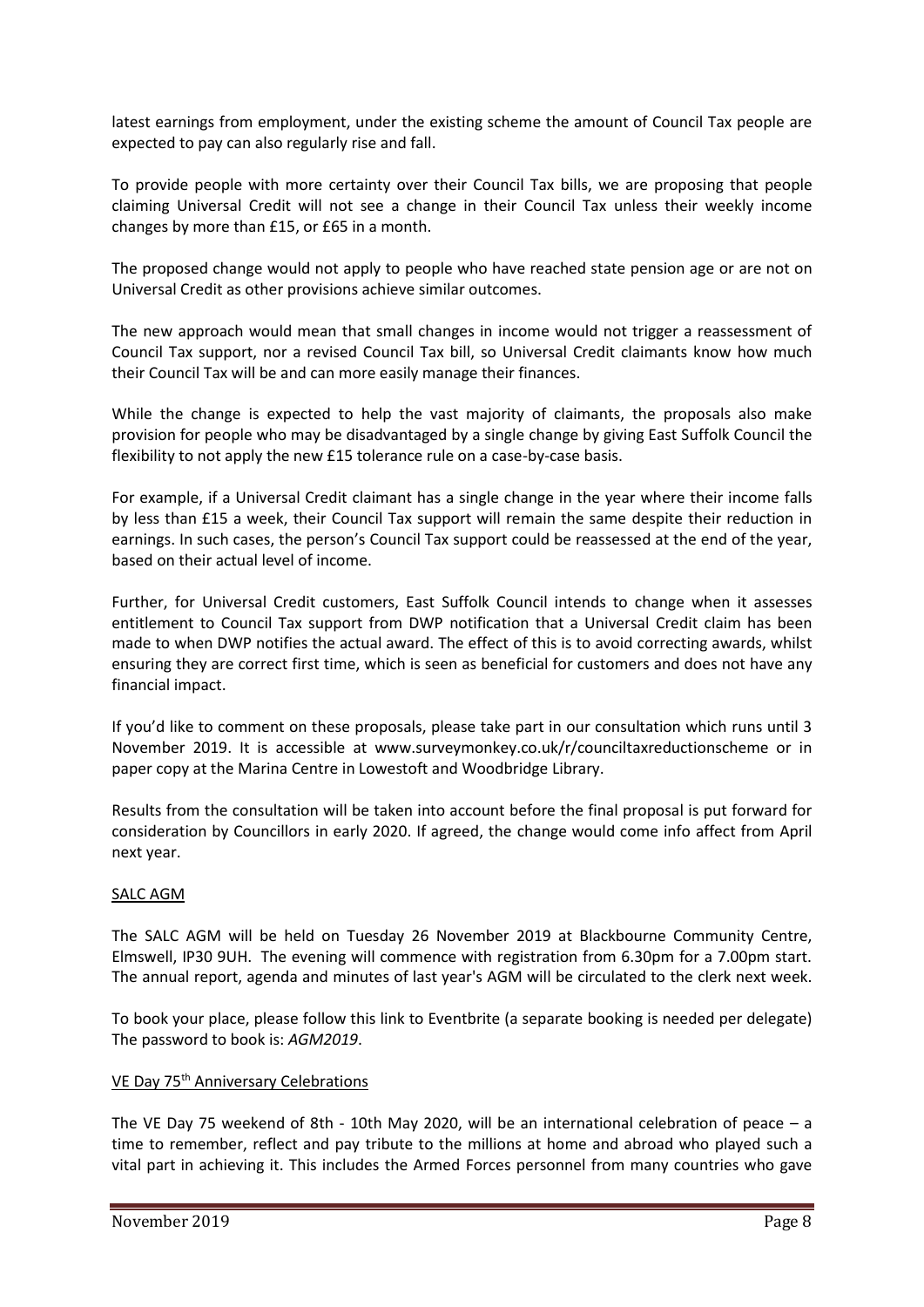latest earnings from employment, under the existing scheme the amount of Council Tax people are expected to pay can also regularly rise and fall.

To provide people with more certainty over their Council Tax bills, we are proposing that people claiming Universal Credit will not see a change in their Council Tax unless their weekly income changes by more than £15, or £65 in a month.

The proposed change would not apply to people who have reached state pension age or are not on Universal Credit as other provisions achieve similar outcomes.

The new approach would mean that small changes in income would not trigger a reassessment of Council Tax support, nor a revised Council Tax bill, so Universal Credit claimants know how much their Council Tax will be and can more easily manage their finances.

While the change is expected to help the vast majority of claimants, the proposals also make provision for people who may be disadvantaged by a single change by giving East Suffolk Council the flexibility to not apply the new £15 tolerance rule on a case-by-case basis.

For example, if a Universal Credit claimant has a single change in the year where their income falls by less than £15 a week, their Council Tax support will remain the same despite their reduction in earnings. In such cases, the person's Council Tax support could be reassessed at the end of the year, based on their actual level of income.

Further, for Universal Credit customers, East Suffolk Council intends to change when it assesses entitlement to Council Tax support from DWP notification that a Universal Credit claim has been made to when DWP notifies the actual award. The effect of this is to avoid correcting awards, whilst ensuring they are correct first time, which is seen as beneficial for customers and does not have any financial impact.

If you'd like to comment on these proposals, please take part in our consultation which runs until 3 November 2019. It is accessible at www.surveymonkey.co.uk/r/counciltaxreductionscheme or in paper copy at the Marina Centre in Lowestoft and Woodbridge Library.

Results from the consultation will be taken into account before the final proposal is put forward for consideration by Councillors in early 2020. If agreed, the change would come info affect from April next year.

## SALC AGM

The SALC AGM will be held on Tuesday 26 November 2019 at Blackbourne Community Centre, Elmswell, IP30 9UH. The evening will commence with registration from 6.30pm for a 7.00pm start. The annual report, agenda and minutes of last year's AGM will be circulated to the clerk next week.

To book your place, please follow this link to Eventbrite (a separate booking is needed per delegate) The password to book is: *AGM2019*.

## VE Day 75th Anniversary Celebrations

The VE Day 75 weekend of 8th - 10th May 2020, will be an international celebration of peace – a time to remember, reflect and pay tribute to the millions at home and abroad who played such a vital part in achieving it. This includes the Armed Forces personnel from many countries who gave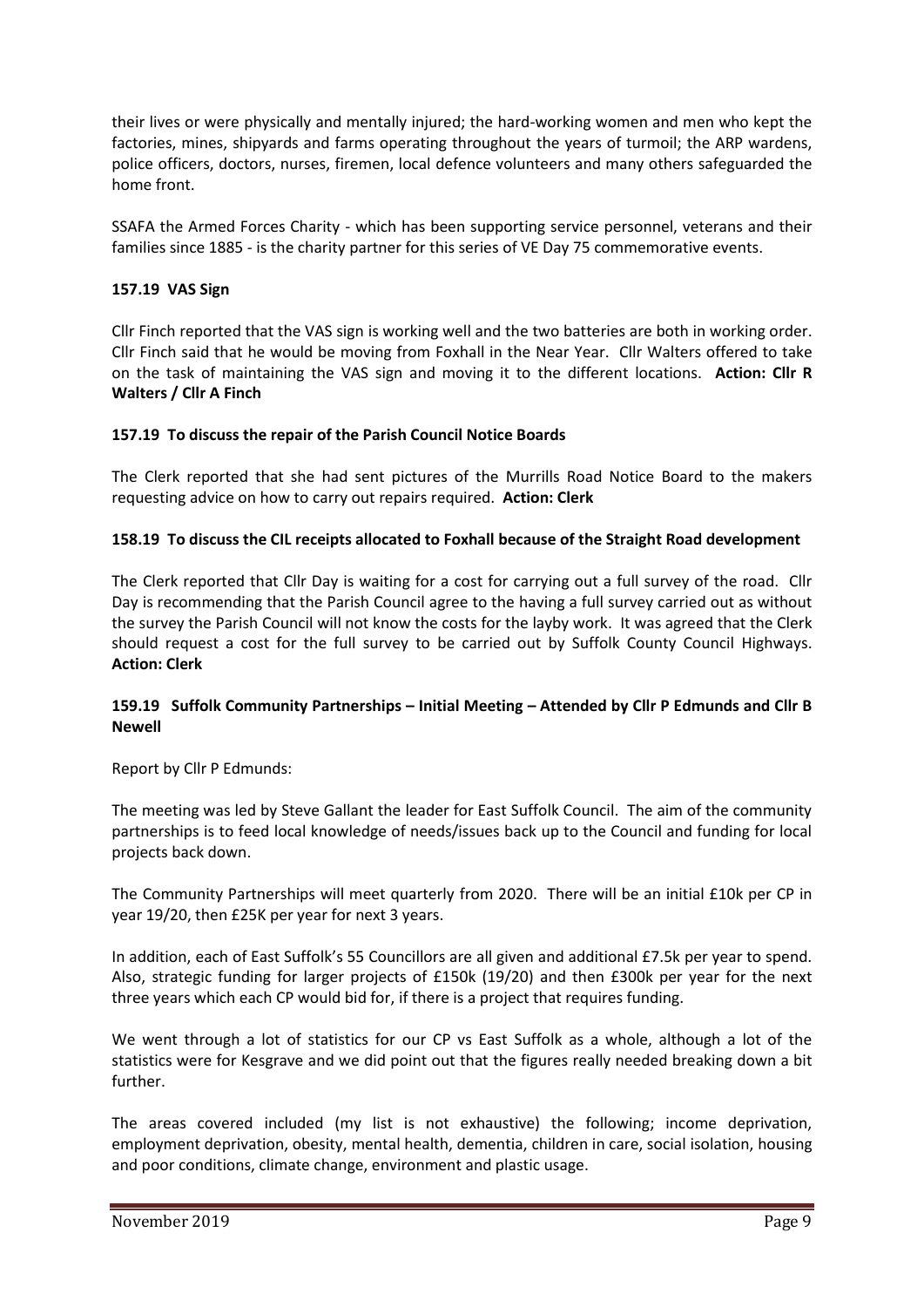their lives or were physically and mentally injured; the hard-working women and men who kept the factories, mines, shipyards and farms operating throughout the years of turmoil; the ARP wardens, police officers, doctors, nurses, firemen, local defence volunteers and many others safeguarded the home front.

SSAFA the Armed Forces Charity - which has been supporting service personnel, veterans and their families since 1885 - is the charity partner for this series of VE Day 75 commemorative events.

**157.19 VAS Sign**

Cllr Finch reported that the VAS sign is working well and the two batteries are both in working order. Cllr Finch said that he would be moving from Foxhall in the Near Year. Cllr Walters offered to take on the task of maintaining the VAS sign and moving it to the different locations. **Action: Cllr R Walters / Cllr A Finch**

**157.19 To discuss the repair of the Parish Council Notice Boards**

The Clerk reported that she had sent pictures of the Murrills Road Notice Board to the makers requesting advice on how to carry out repairs required. **Action: Clerk**

**158.19 To discuss the CIL receipts allocated to Foxhall because of the Straight Road development**

The Clerk reported that Cllr Day is waiting for a cost for carrying out a full survey of the road. Cllr Day is recommending that the Parish Council agree to the having a full survey carried out as without the survey the Parish Council will not know the costs for the layby work. It was agreed that the Clerk should request a cost for the full survey to be carried out by Suffolk County Council Highways. **Action: Clerk**

**159.19 Suffolk Community Partnerships – Initial Meeting – Attended by Cllr P Edmunds and Cllr B Newell**

Report by Cllr P Edmunds:

The meeting was led by Steve Gallant the leader for East Suffolk Council. The aim of the community partnerships is to feed local knowledge of needs/issues back up to the Council and funding for local projects back down.

The Community Partnerships will meet quarterly from 2020. There will be an initial £10k per CP in year 19/20, then £25K per year for next 3 years.

In addition, each of East Suffolk's 55 Councillors are all given and additional £7.5k per year to spend. Also, strategic funding for larger projects of £150k (19/20) and then £300k per year for the next three years which each CP would bid for, if there is a project that requires funding.

We went through a lot of statistics for our CP vs East Suffolk as a whole, although a lot of the statistics were for Kesgrave and we did point out that the figures really needed breaking down a bit further.

The areas covered included (my list is not exhaustive) the following; income deprivation, employment deprivation, obesity, mental health, dementia, children in care, social isolation, housing and poor conditions, climate change, environment and plastic usage.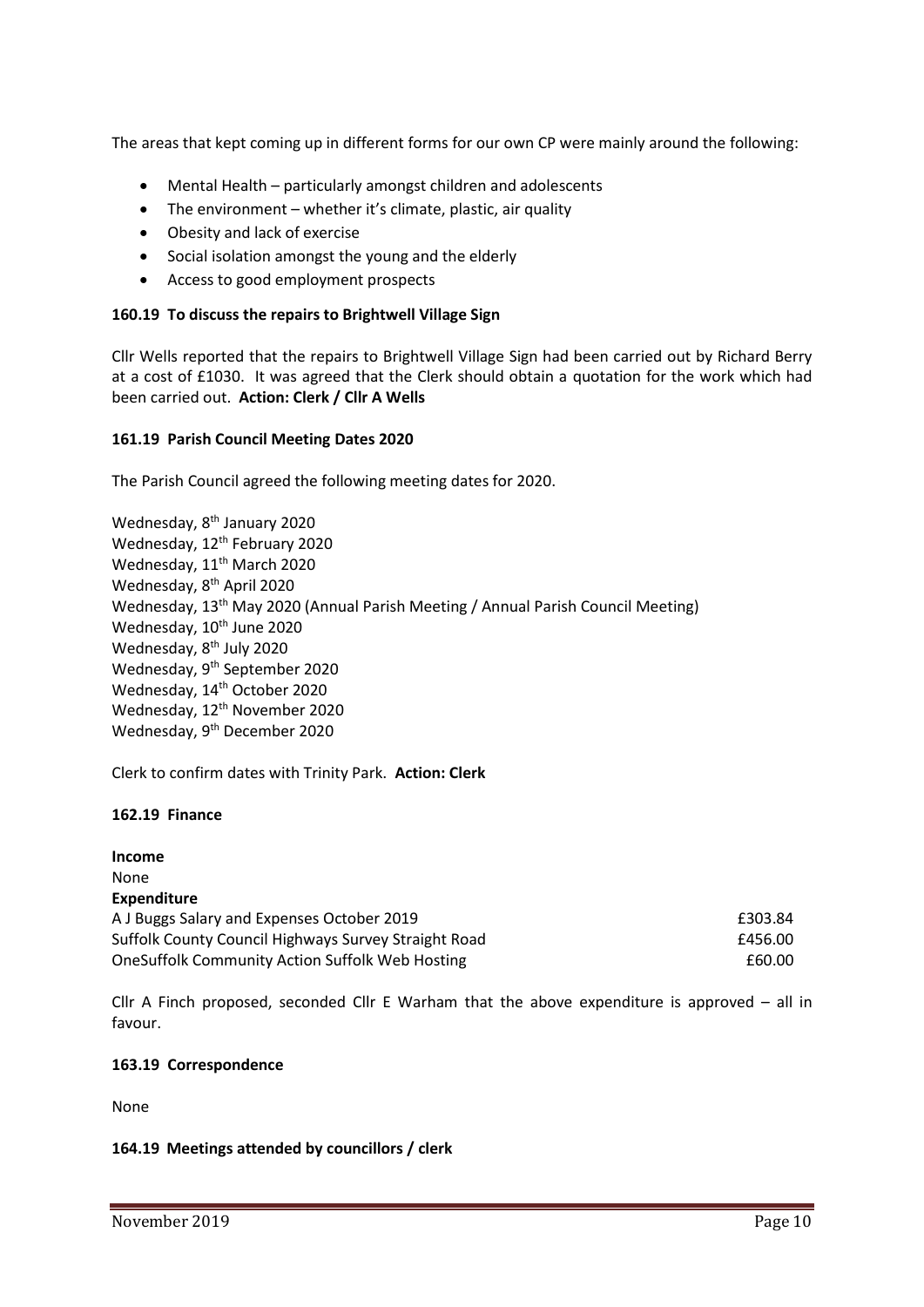The areas that kept coming up in different forms for our own CP were mainly around the following:

- Mental Health – particularly amongst children and adolescents
- The environment – whether it's climate, plastic, air quality
- Obesity and lack of exercise
- Social isolation amongst the young and the elderly
- Access to good employment prospects

**160.19 To discuss the repairs to Brightwell Village Sign**

Cllr Wells reported that the repairs to Brightwell Village Sign had been carried out by Richard Berry at a cost of £1030. It was agreed that the Clerk should obtain a quotation for the work which had been carried out. **Action: Clerk / Cllr A Wells**

**161.19 Parish Council Meeting Dates 2020**

The Parish Council agreed the following meeting dates for 2020.

Wednesday, 8th January 2020
Wednesday, 12th February 2020
Wednesday, 11th March 2020
Wednesday, 8th April 2020
Wednesday, 13th May 2020 (Annual Parish Meeting / Annual Parish Council Meeting)
Wednesday, 10th June 2020
Wednesday, 8th July 2020
Wednesday, 9th September 2020
Wednesday, 14th October 2020
Wednesday, 12th November 2020
Wednesday, 9th December 2020

Clerk to confirm dates with Trinity Park. **Action: Clerk**

**162.19 Finance**

**Income**
None
**Expenditure**

| | |
|---|---|
| A J Buggs Salary and Expenses October 2019 | £303.84 |
| Suffolk County Council Highways Survey Straight Road | £456.00 |
| OneSuffolk Community Action Suffolk Web Hosting | £60.00 |

Cllr A Finch proposed, seconded Cllr E Warham that the above expenditure is approved – all in favour.

**163.19 Correspondence**

None

**164.19 Meetings attended by councillors / clerk**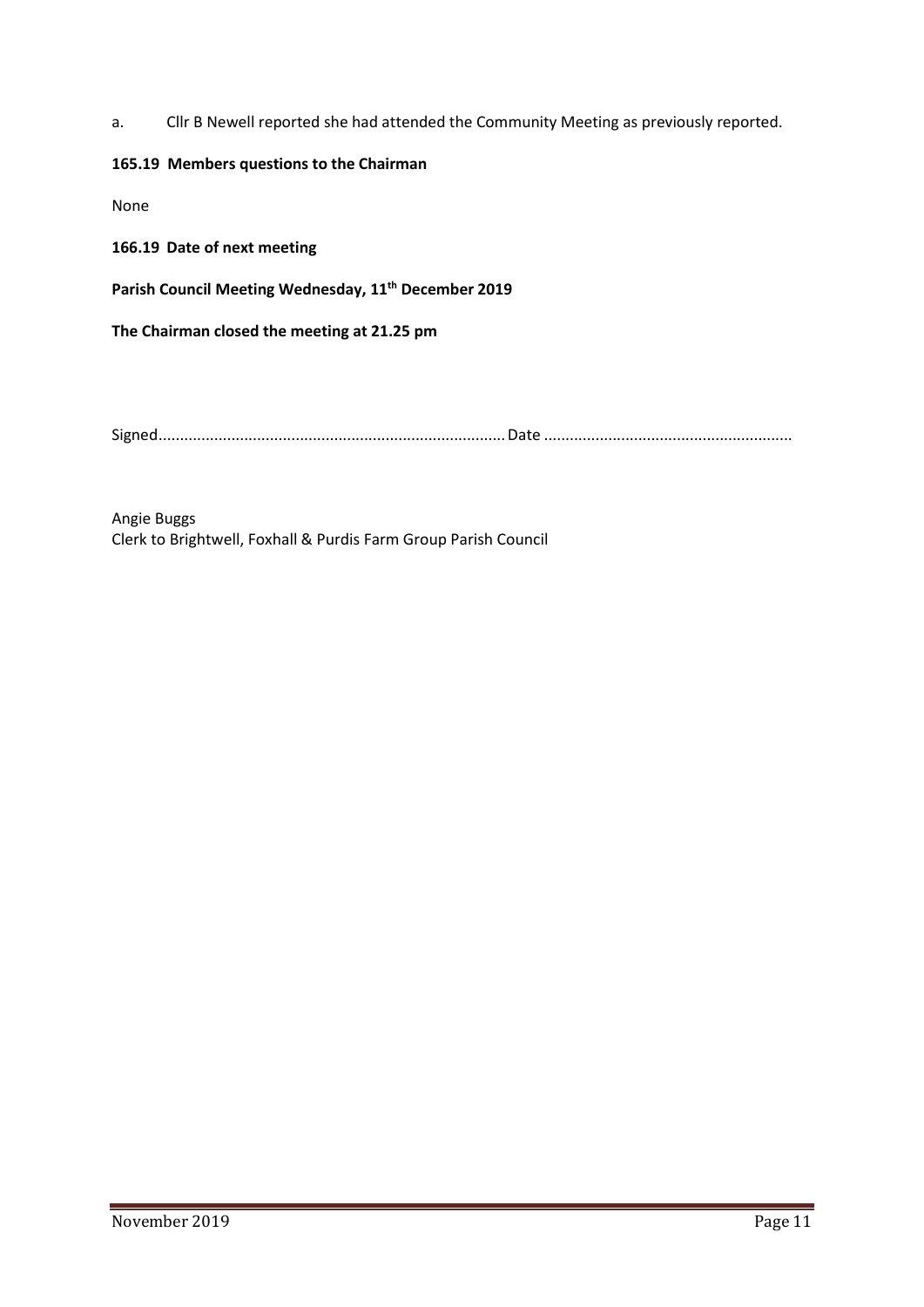a. Cllr B Newell reported she had attended the Community Meeting as previously reported.

**165.19 Members questions to the Chairman**

None

**166.19 Date of next meeting**

**Parish Council Meeting Wednesday, 11th December 2019**

**The Chairman closed the meeting at 21.25 pm**

Signed................................................................................ Date .........................................................

Angie Buggs
Clerk to Brightwell, Foxhall & Purdis Farm Group Parish Council